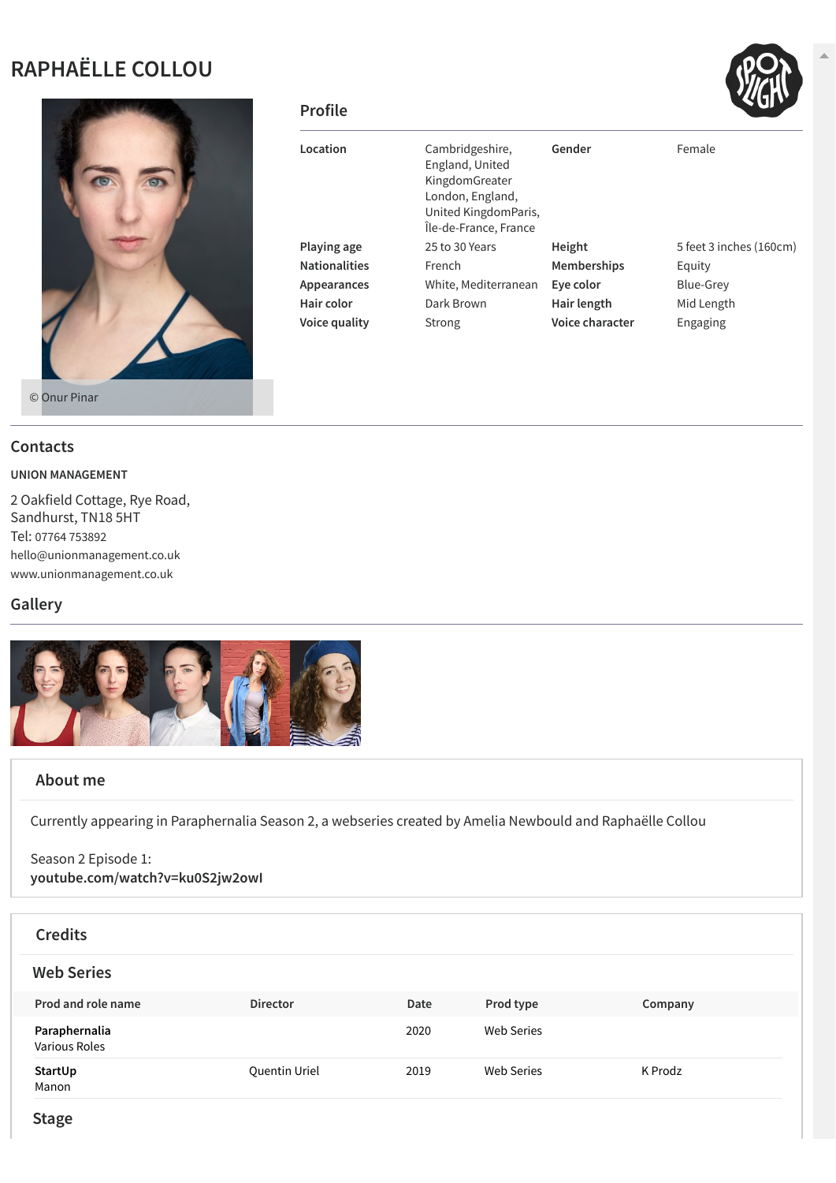# RAPHAËLLE COLLOU

© Onur Pinar

## Profile

| Location | Cambridgeshire, England, United KingdomGreater London, England, United KingdomParis, Île-de-France, France | Gender | Female |
|---|---|---|---|
| Playing age | 25 to 30 Years | Height | 5 feet 3 inches (160cm) |
| Nationalities | French | Memberships | Equity |
| Appearances | White, Mediterranean | Eye color | Blue-Grey |
| Hair color | Dark Brown | Hair length | Mid Length |
| Voice quality | Strong | Voice character | Engaging |

## Contacts

**UNION MANAGEMENT**

2 Oakfield Cottage, Rye Road,
Sandhurst, TN18 5HT
Tel: 07764 753892
hello@unionmanagement.co.uk
www.unionmanagement.co.uk

## Gallery

## About me

Currently appearing in Paraphernalia Season 2, a webseries created by Amelia Newbould and Raphaëlle Collou

Season 2 Episode 1:
**youtube.com/watch?v=ku0S2jw2owI**

## Credits

### Web Series

| Prod and role name | Director | Date | Prod type | Company |
|---|---|---|---|---|
| **Paraphernalia** Various Roles | | 2020 | Web Series | |
| **StartUp** Manon | Quentin Uriel | 2019 | Web Series | K Prodz |

### Stage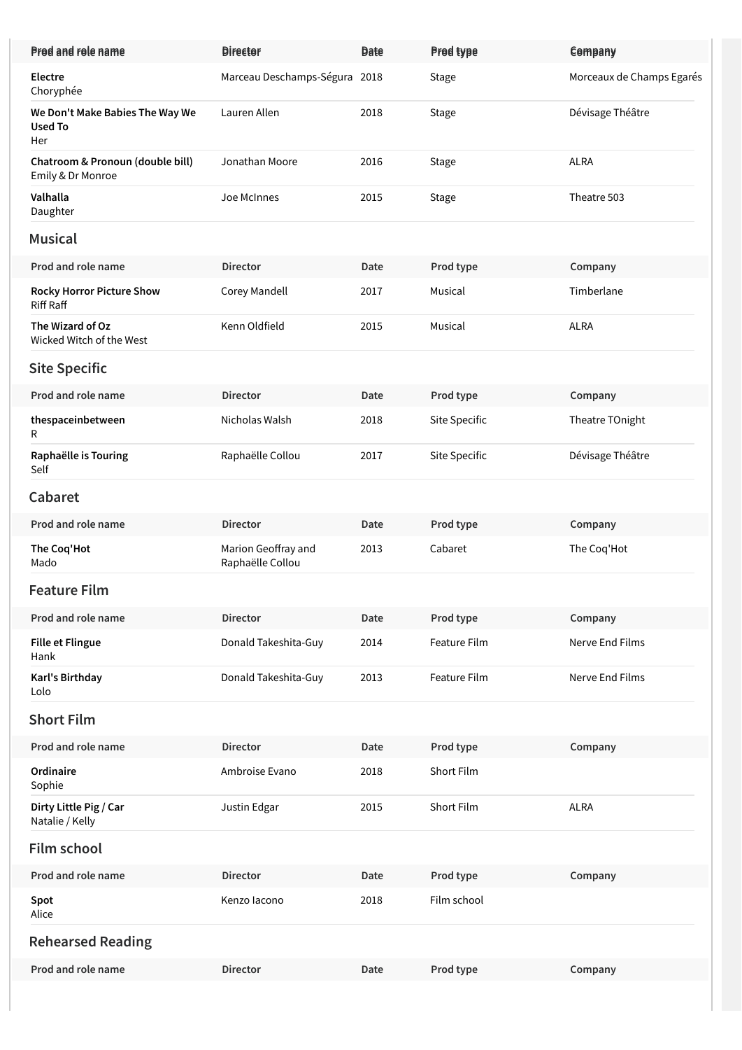| Prod and role name | Director | Date | Prod type | Company |
|---|---|---|---|---|
| **Electre**<br>Choryphée | Marceau Deschamps-Ségura | 2018 | Stage | Morceaux de Champs Egarés |
| **We Don't Make Babies The Way We Used To**<br>Her | Lauren Allen | 2018 | Stage | Dévisage Théâtre |
| **Chatroom & Pronoun (double bill)**<br>Emily & Dr Monroe | Jonathan Moore | 2016 | Stage | ALRA |
| **Valhalla**<br>Daughter | Joe McInnes | 2015 | Stage | Theatre 503 |

## Musical

| Prod and role name | Director | Date | Prod type | Company |
|---|---|---|---|---|
| **Rocky Horror Picture Show**<br>Riff Raff | Corey Mandell | 2017 | Musical | Timberlane |
| **The Wizard of Oz**<br>Wicked Witch of the West | Kenn Oldfield | 2015 | Musical | ALRA |

## Site Specific

| Prod and role name | Director | Date | Prod type | Company |
|---|---|---|---|---|
| **thespaceinbetween**<br>R | Nicholas Walsh | 2018 | Site Specific | Theatre TOnight |
| **Raphaëlle is Touring**<br>Self | Raphaëlle Collou | 2017 | Site Specific | Dévisage Théâtre |

## Cabaret

| Prod and role name | Director | Date | Prod type | Company |
|---|---|---|---|---|
| **The Coq'Hot**<br>Mado | Marion Geoffray and Raphaëlle Collou | 2013 | Cabaret | The Coq'Hot |

## Feature Film

| Prod and role name | Director | Date | Prod type | Company |
|---|---|---|---|---|
| **Fille et Flingue**<br>Hank | Donald Takeshita-Guy | 2014 | Feature Film | Nerve End Films |
| **Karl's Birthday**<br>Lolo | Donald Takeshita-Guy | 2013 | Feature Film | Nerve End Films |

## Short Film

| Prod and role name | Director | Date | Prod type | Company |
|---|---|---|---|---|
| **Ordinaire**<br>Sophie | Ambroise Evano | 2018 | Short Film | |
| **Dirty Little Pig / Car**<br>Natalie / Kelly | Justin Edgar | 2015 | Short Film | ALRA |

## Film school

| Prod and role name | Director | Date | Prod type | Company |
|---|---|---|---|---|
| **Spot**<br>Alice | Kenzo Iacono | 2018 | Film school | |

## Rehearsed Reading

| Prod and role name | Director | Date | Prod type | Company |
|---|---|---|---|---|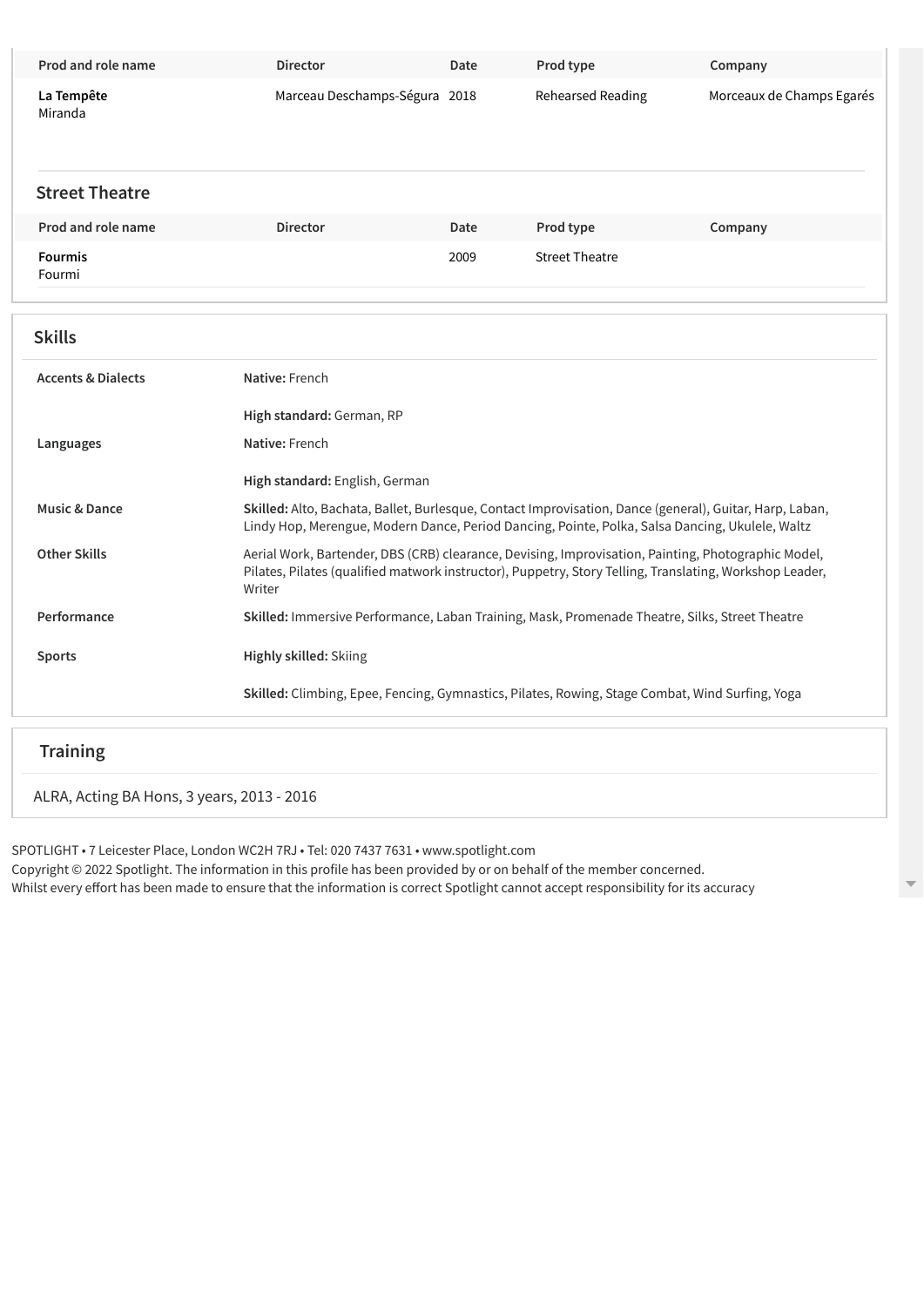| Prod and role name | Director | Date | Prod type | Company |
| --- | --- | --- | --- | --- |
| **La Tempête** Miranda | Marceau Deschamps-Ségura | 2018 | Rehearsed Reading | Morceaux de Champs Egarés |

### Street Theatre

| Prod and role name | Director | Date | Prod type | Company |
| --- | --- | --- | --- | --- |
| **Fourmis** Fourmi | | 2009 | Street Theatre | |

## Skills

| | |
| --- | --- |
| **Accents & Dialects** | **Native:** French |
| | **High standard:** German, RP |
| **Languages** | **Native:** French |
| | **High standard:** English, German |
| **Music & Dance** | **Skilled:** Alto, Bachata, Ballet, Burlesque, Contact Improvisation, Dance (general), Guitar, Harp, Laban, Lindy Hop, Merengue, Modern Dance, Period Dancing, Pointe, Polka, Salsa Dancing, Ukulele, Waltz |
| **Other Skills** | Aerial Work, Bartender, DBS (CRB) clearance, Devising, Improvisation, Painting, Photographic Model, Pilates, Pilates (qualified matwork instructor), Puppetry, Story Telling, Translating, Workshop Leader, Writer |
| **Performance** | **Skilled:** Immersive Performance, Laban Training, Mask, Promenade Theatre, Silks, Street Theatre |
| **Sports** | **Highly skilled:** Skiing |
| | **Skilled:** Climbing, Epee, Fencing, Gymnastics, Pilates, Rowing, Stage Combat, Wind Surfing, Yoga |

## Training

ALRA, Acting BA Hons, 3 years, 2013 - 2016

SPOTLIGHT • 7 Leicester Place, London WC2H 7RJ • Tel: 020 7437 7631 • www.spotlight.com
Copyright © 2022 Spotlight. The information in this profile has been provided by or on behalf of the member concerned.
Whilst every effort has been made to ensure that the information is correct Spotlight cannot accept responsibility for its accuracy